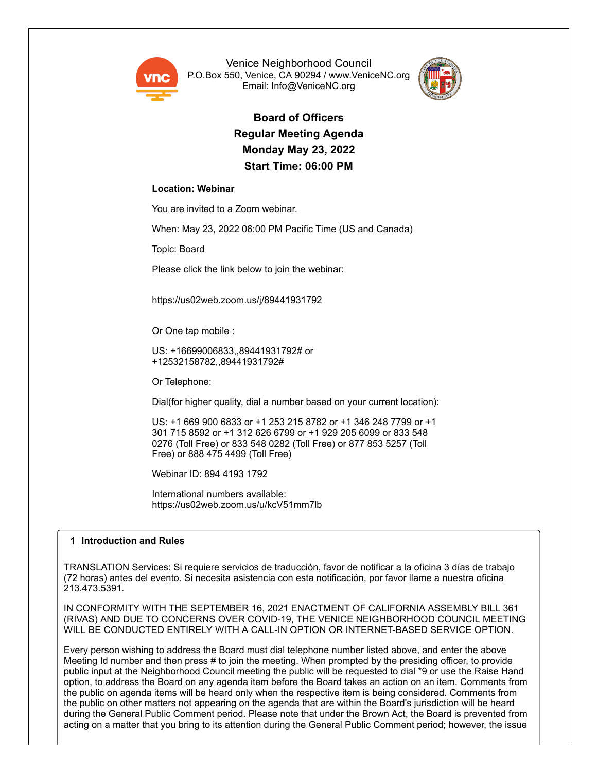Venice Neighborhood Council
P.O.Box 550, Venice, CA 90294 / www.VeniceNC.org
Email: Info@VeniceNC.org

# Board of Officers
## Regular Meeting Agenda
## Monday May 23, 2022
## Start Time: 06:00 PM

**Location: Webinar**

You are invited to a Zoom webinar.

When: May 23, 2022 06:00 PM Pacific Time (US and Canada)

Topic: Board

Please click the link below to join the webinar:

https://us02web.zoom.us/j/89441931792

Or One tap mobile :

US: +16699006833,,89441931792# or
+12532158782,,89441931792#

Or Telephone:

Dial(for higher quality, dial a number based on your current location):

US: +1 669 900 6833 or +1 253 215 8782 or +1 346 248 7799 or +1 301 715 8592 or +1 312 626 6799 or +1 929 205 6099 or 833 548 0276 (Toll Free) or 833 548 0282 (Toll Free) or 877 853 5257 (Toll Free) or 888 475 4499 (Toll Free)

Webinar ID: 894 4193 1792

International numbers available:
https://us02web.zoom.us/u/kcV51mm7lb

### 1 Introduction and Rules

TRANSLATION Services: Si requiere servicios de traducción, favor de notificar a la oficina 3 días de trabajo (72 horas) antes del evento. Si necesita asistencia con esta notificación, por favor llame a nuestra oficina 213.473.5391.

IN CONFORMITY WITH THE SEPTEMBER 16, 2021 ENACTMENT OF CALIFORNIA ASSEMBLY BILL 361 (RIVAS) AND DUE TO CONCERNS OVER COVID-19, THE VENICE NEIGHBORHOOD COUNCIL MEETING WILL BE CONDUCTED ENTIRELY WITH A CALL-IN OPTION OR INTERNET-BASED SERVICE OPTION.

Every person wishing to address the Board must dial telephone number listed above, and enter the above Meeting Id number and then press # to join the meeting. When prompted by the presiding officer, to provide public input at the Neighborhood Council meeting the public will be requested to dial *9 or use the Raise Hand option, to address the Board on any agenda item before the Board takes an action on an item. Comments from the public on agenda items will be heard only when the respective item is being considered. Comments from the public on other matters not appearing on the agenda that are within the Board's jurisdiction will be heard during the General Public Comment period. Please note that under the Brown Act, the Board is prevented from acting on a matter that you bring to its attention during the General Public Comment period; however, the issue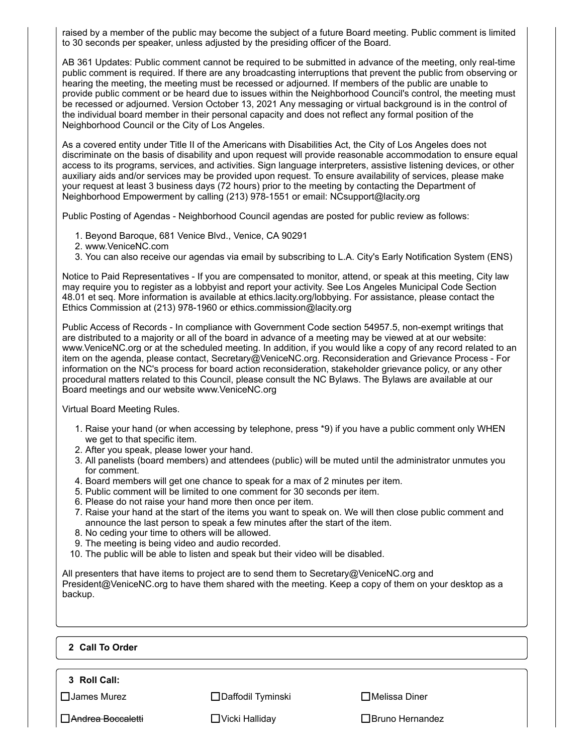raised by a member of the public may become the subject of a future Board meeting. Public comment is limited to 30 seconds per speaker, unless adjusted by the presiding officer of the Board.

AB 361 Updates: Public comment cannot be required to be submitted in advance of the meeting, only real-time public comment is required. If there are any broadcasting interruptions that prevent the public from observing or hearing the meeting, the meeting must be recessed or adjourned. If members of the public are unable to provide public comment or be heard due to issues within the Neighborhood Council's control, the meeting must be recessed or adjourned. Version October 13, 2021 Any messaging or virtual background is in the control of the individual board member in their personal capacity and does not reflect any formal position of the Neighborhood Council or the City of Los Angeles.

As a covered entity under Title II of the Americans with Disabilities Act, the City of Los Angeles does not discriminate on the basis of disability and upon request will provide reasonable accommodation to ensure equal access to its programs, services, and activities. Sign language interpreters, assistive listening devices, or other auxiliary aids and/or services may be provided upon request. To ensure availability of services, please make your request at least 3 business days (72 hours) prior to the meeting by contacting the Department of Neighborhood Empowerment by calling (213) 978-1551 or email: NCsupport@lacity.org

Public Posting of Agendas - Neighborhood Council agendas are posted for public review as follows:

1. Beyond Baroque, 681 Venice Blvd., Venice, CA 90291
2. www.VeniceNC.com
3. You can also receive our agendas via email by subscribing to L.A. City's Early Notification System (ENS)

Notice to Paid Representatives - If you are compensated to monitor, attend, or speak at this meeting, City law may require you to register as a lobbyist and report your activity. See Los Angeles Municipal Code Section 48.01 et seq. More information is available at ethics.lacity.org/lobbying. For assistance, please contact the Ethics Commission at (213) 978-1960 or ethics.commission@lacity.org

Public Access of Records - In compliance with Government Code section 54957.5, non-exempt writings that are distributed to a majority or all of the board in advance of a meeting may be viewed at at our website: www.VeniceNC.org or at the scheduled meeting. In addition, if you would like a copy of any record related to an item on the agenda, please contact, Secretary@VeniceNC.org. Reconsideration and Grievance Process - For information on the NC's process for board action reconsideration, stakeholder grievance policy, or any other procedural matters related to this Council, please consult the NC Bylaws. The Bylaws are available at our Board meetings and our website www.VeniceNC.org

Virtual Board Meeting Rules.

1. Raise your hand (or when accessing by telephone, press *9) if you have a public comment only WHEN we get to that specific item.
2. After you speak, please lower your hand.
3. All panelists (board members) and attendees (public) will be muted until the administrator unmutes you for comment.
4. Board members will get one chance to speak for a max of 2 minutes per item.
5. Public comment will be limited to one comment for 30 seconds per item.
6. Please do not raise your hand more then once per item.
7. Raise your hand at the start of the items you want to speak on. We will then close public comment and announce the last person to speak a few minutes after the start of the item.
8. No ceding your time to others will be allowed.
9. The meeting is being video and audio recorded.
10. The public will be able to listen and speak but their video will be disabled.

All presenters that have items to project are to send them to Secretary@VeniceNC.org and President@VeniceNC.org to have them shared with the meeting. Keep a copy of them on your desktop as a backup.

## 2 Call To Order

## 3 Roll Call:

| | | |
|---|---|---|
| ☐ James Murez | ☐ Daffodil Tyminski | ☐ Melissa Diner |
| ☐ ~~Andrea Boccaletti~~ | ☐ Vicki Halliday | ☐ Bruno Hernandez |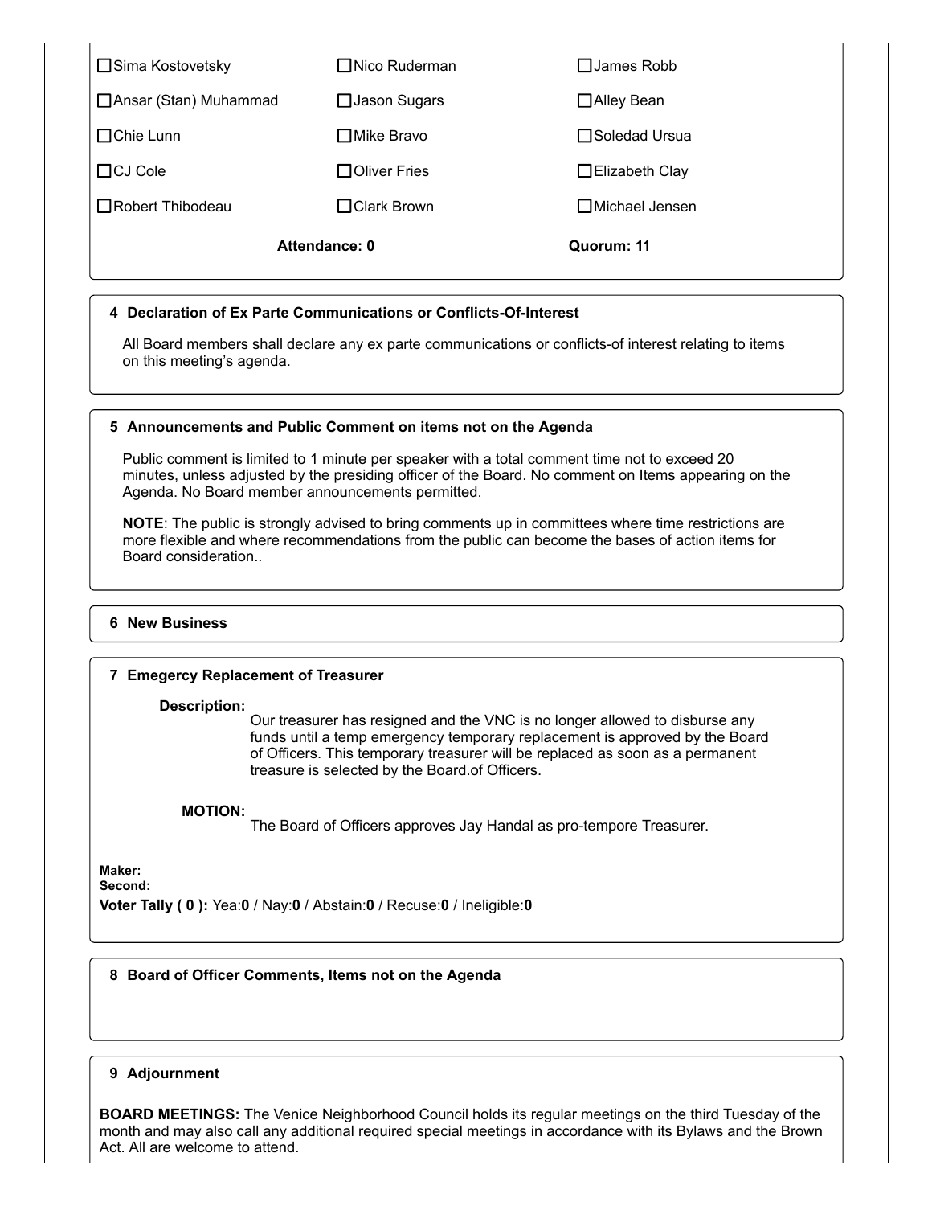| | | |
|---|---|---|
| ☐Sima Kostovetsky | ☐Nico Ruderman | ☐James Robb |
| ☐Ansar (Stan) Muhammad | ☐Jason Sugars | ☐Alley Bean |
| ☐Chie Lunn | ☐Mike Bravo | ☐Soledad Ursua |
| ☐CJ Cole | ☐Oliver Fries | ☐Elizabeth Clay |
| ☐Robert Thibodeau | ☐Clark Brown | ☐Michael Jensen |
| | **Attendance: 0** | **Quorum: 11** |

## 4 Declaration of Ex Parte Communications or Conflicts-Of-Interest

All Board members shall declare any ex parte communications or conflicts-of interest relating to items on this meeting's agenda.

## 5 Announcements and Public Comment on items not on the Agenda

Public comment is limited to 1 minute per speaker with a total comment time not to exceed 20 minutes, unless adjusted by the presiding officer of the Board. No comment on Items appearing on the Agenda. No Board member announcements permitted.

**NOTE**: The public is strongly advised to bring comments up in committees where time restrictions are more flexible and where recommendations from the public can become the bases of action items for Board consideration..

## 6 New Business

## 7 Emegercy Replacement of Treasurer

**Description:**
Our treasurer has resigned and the VNC is no longer allowed to disburse any funds until a temp emergency temporary replacement is approved by the Board of Officers. This temporary treasurer will be replaced as soon as a permanent treasure is selected by the Board.of Officers.

**MOTION:**
The Board of Officers approves Jay Handal as pro-tempore Treasurer.

**Maker:**
**Second:**
**Voter Tally ( 0 ):** Yea:**0** / Nay:**0** / Abstain:**0** / Recuse:**0** / Ineligible:**0**

## 8 Board of Officer Comments, Items not on the Agenda

## 9 Adjournment

**BOARD MEETINGS:** The Venice Neighborhood Council holds its regular meetings on the third Tuesday of the month and may also call any additional required special meetings in accordance with its Bylaws and the Brown Act. All are welcome to attend.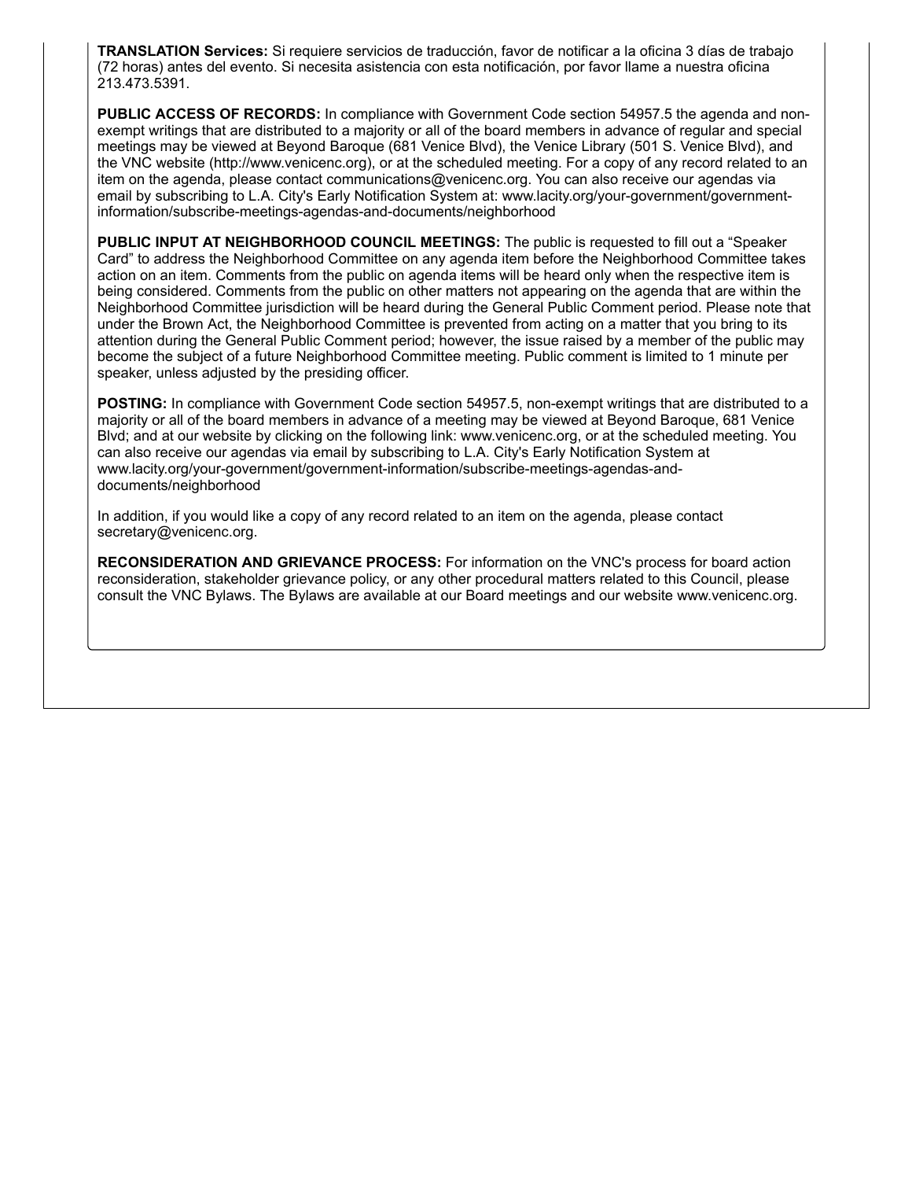**TRANSLATION Services:** Si requiere servicios de traducción, favor de notificar a la oficina 3 días de trabajo (72 horas) antes del evento. Si necesita asistencia con esta notificación, por favor llame a nuestra oficina 213.473.5391.

**PUBLIC ACCESS OF RECORDS:** In compliance with Government Code section 54957.5 the agenda and non-exempt writings that are distributed to a majority or all of the board members in advance of regular and special meetings may be viewed at Beyond Baroque (681 Venice Blvd), the Venice Library (501 S. Venice Blvd), and the VNC website (http://www.venicenc.org), or at the scheduled meeting. For a copy of any record related to an item on the agenda, please contact communications@venicenc.org. You can also receive our agendas via email by subscribing to L.A. City's Early Notification System at: www.lacity.org/your-government/government-information/subscribe-meetings-agendas-and-documents/neighborhood

**PUBLIC INPUT AT NEIGHBORHOOD COUNCIL MEETINGS:** The public is requested to fill out a "Speaker Card" to address the Neighborhood Committee on any agenda item before the Neighborhood Committee takes action on an item. Comments from the public on agenda items will be heard only when the respective item is being considered. Comments from the public on other matters not appearing on the agenda that are within the Neighborhood Committee jurisdiction will be heard during the General Public Comment period. Please note that under the Brown Act, the Neighborhood Committee is prevented from acting on a matter that you bring to its attention during the General Public Comment period; however, the issue raised by a member of the public may become the subject of a future Neighborhood Committee meeting. Public comment is limited to 1 minute per speaker, unless adjusted by the presiding officer.

**POSTING:** In compliance with Government Code section 54957.5, non-exempt writings that are distributed to a majority or all of the board members in advance of a meeting may be viewed at Beyond Baroque, 681 Venice Blvd; and at our website by clicking on the following link: www.venicenc.org, or at the scheduled meeting. You can also receive our agendas via email by subscribing to L.A. City's Early Notification System at www.lacity.org/your-government/government-information/subscribe-meetings-agendas-and-documents/neighborhood

In addition, if you would like a copy of any record related to an item on the agenda, please contact secretary@venicenc.org.

**RECONSIDERATION AND GRIEVANCE PROCESS:** For information on the VNC's process for board action reconsideration, stakeholder grievance policy, or any other procedural matters related to this Council, please consult the VNC Bylaws. The Bylaws are available at our Board meetings and our website www.venicenc.org.